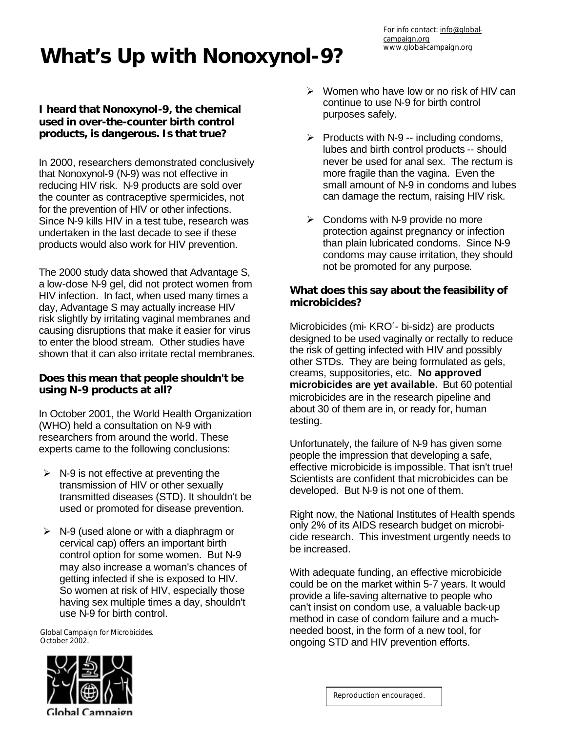For info contact: info@global-campaign.org
www.global-campaign.org

# What's Up with Nonoxynol-9?

**I heard that Nonoxynol-9, the chemical used in over-the-counter birth control products, is dangerous. Is that true?**

In 2000, researchers demonstrated conclusively that Nonoxynol-9 (N-9) was not effective in reducing HIV risk. N-9 products are sold over the counter as contraceptive spermicides, not for the prevention of HIV or other infections. Since N-9 kills HIV in a test tube, research was undertaken in the last decade to see if these products would also work for HIV prevention.

The 2000 study data showed that Advantage S, a low-dose N-9 gel, did not protect women from HIV infection. In fact, when used many times a day, Advantage S may actually increase HIV risk slightly by irritating vaginal membranes and causing disruptions that make it easier for virus to enter the blood stream. Other studies have shown that it can also irritate rectal membranes.

**Does this mean that people shouldn't be using N-9 products at all?**

In October 2001, the World Health Organization (WHO) held a consultation on N-9 with researchers from around the world. These experts came to the following conclusions:

- N-9 is not effective at preventing the transmission of HIV or other sexually transmitted diseases (STD). It shouldn't be used or promoted for disease prevention.
- N-9 (used alone or with a diaphragm or cervical cap) offers an important birth control option for some women. But N-9 may also increase a woman's chances of getting infected if she is exposed to HIV. So women at risk of HIV, especially those having sex multiple times a day, shouldn't use N-9 for birth control.
- Women who have low or no risk of HIV can continue to use N-9 for birth control purposes safely.
- Products with N-9 -- including condoms, lubes and birth control products -- should never be used for anal sex. The rectum is more fragile than the vagina. Even the small amount of N-9 in condoms and lubes can damage the rectum, raising HIV risk.
- Condoms with N-9 provide no more protection against pregnancy or infection than plain lubricated condoms. Since N-9 condoms may cause irritation, they should not be promoted for any purpose.

**What does this say about the feasibility of microbicides?**

Microbicides (mi- KRO´- bi-sidz) are products designed to be used vaginally or rectally to reduce the risk of getting infected with HIV and possibly other STDs. They are being formulated as gels, creams, suppositories, etc. **No approved microbicides are yet available.** But 60 potential microbicides are in the research pipeline and about 30 of them are in, or ready for, human testing.

Unfortunately, the failure of N-9 has given some people the impression that developing a safe, effective microbicide is impossible. That isn't true! Scientists are confident that microbicides can be developed. But N-9 is not one of them.

Right now, the National Institutes of Health spends only 2% of its AIDS research budget on microbicide research. This investment urgently needs to be increased.

With adequate funding, an effective microbicide could be on the market within 5-7 years. It would provide a life-saving alternative to people who can't insist on condom use, a valuable back-up method in case of condom failure and a much-needed boost, in the form of a new tool, for ongoing STD and HIV prevention efforts.

Global Campaign for Microbicides.
October 2002.

Global Campaign

Reproduction encouraged.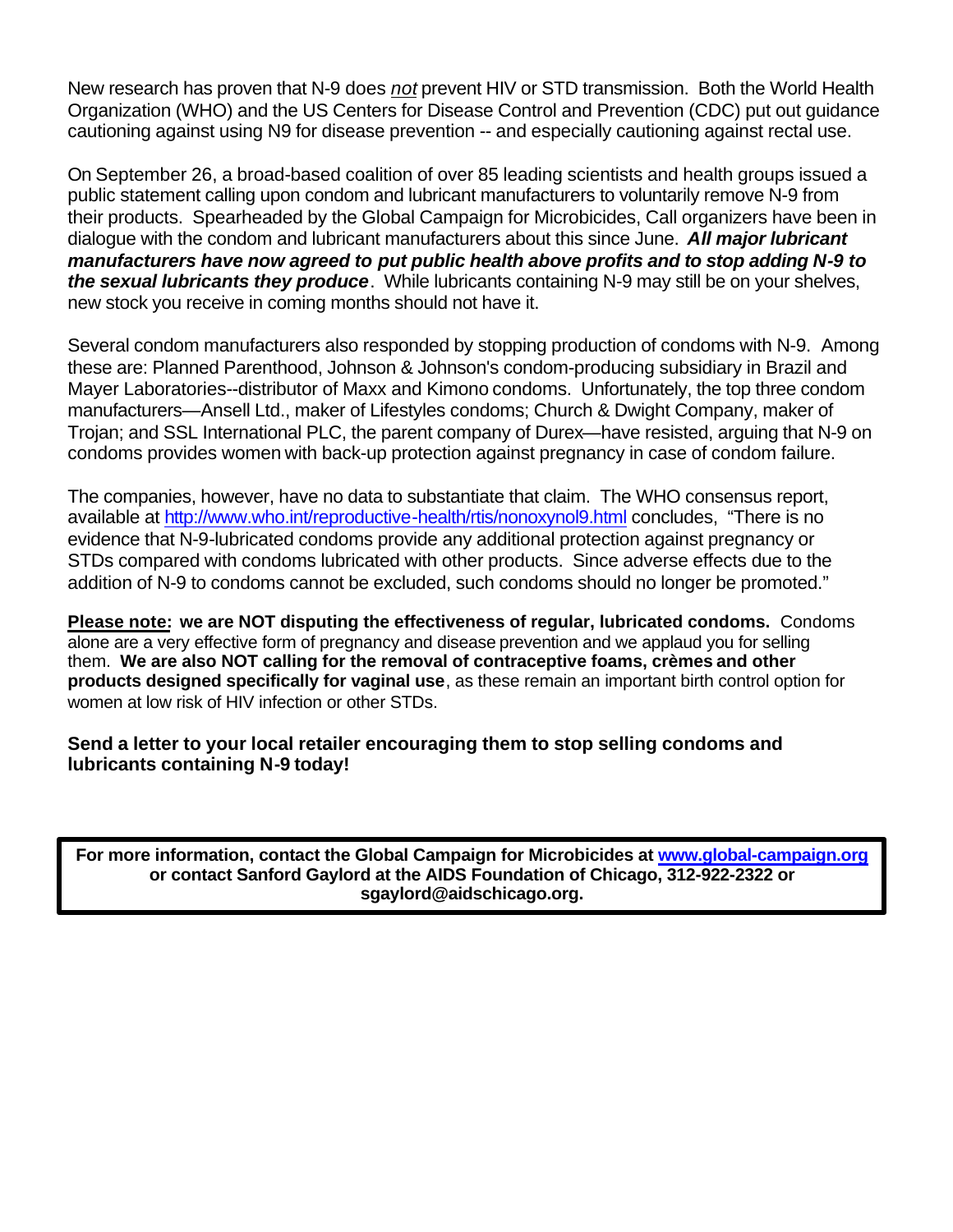New research has proven that N-9 does *not* prevent HIV or STD transmission. Both the World Health Organization (WHO) and the US Centers for Disease Control and Prevention (CDC) put out guidance cautioning against using N9 for disease prevention -- and especially cautioning against rectal use.

On September 26, a broad-based coalition of over 85 leading scientists and health groups issued a public statement calling upon condom and lubricant manufacturers to voluntarily remove N-9 from their products. Spearheaded by the Global Campaign for Microbicides, Call organizers have been in dialogue with the condom and lubricant manufacturers about this since June. ***All major lubricant manufacturers have now agreed to put public health above profits and to stop adding N-9 to the sexual lubricants they produce***. While lubricants containing N-9 may still be on your shelves, new stock you receive in coming months should not have it.

Several condom manufacturers also responded by stopping production of condoms with N-9. Among these are: Planned Parenthood, Johnson & Johnson's condom-producing subsidiary in Brazil and Mayer Laboratories--distributor of Maxx and Kimono condoms. Unfortunately, the top three condom manufacturers—Ansell Ltd., maker of Lifestyles condoms; Church & Dwight Company, maker of Trojan; and SSL International PLC, the parent company of Durex—have resisted, arguing that N-9 on condoms provides women with back-up protection against pregnancy in case of condom failure.

The companies, however, have no data to substantiate that claim. The WHO consensus report, available at http://www.who.int/reproductive-health/rtis/nonoxynol9.html concludes, "There is no evidence that N-9-lubricated condoms provide any additional protection against pregnancy or STDs compared with condoms lubricated with other products. Since adverse effects due to the addition of N-9 to condoms cannot be excluded, such condoms should no longer be promoted."

**Please note: we are NOT disputing the effectiveness of regular, lubricated condoms.** Condoms alone are a very effective form of pregnancy and disease prevention and we applaud you for selling them. **We are also NOT calling for the removal of contraceptive foams, crèmes and other products designed specifically for vaginal use**, as these remain an important birth control option for women at low risk of HIV infection or other STDs.

**Send a letter to your local retailer encouraging them to stop selling condoms and lubricants containing N-9 today!**

**For more information, contact the Global Campaign for Microbicides at www.global-campaign.org or contact Sanford Gaylord at the AIDS Foundation of Chicago, 312-922-2322 or sgaylord@aidschicago.org.**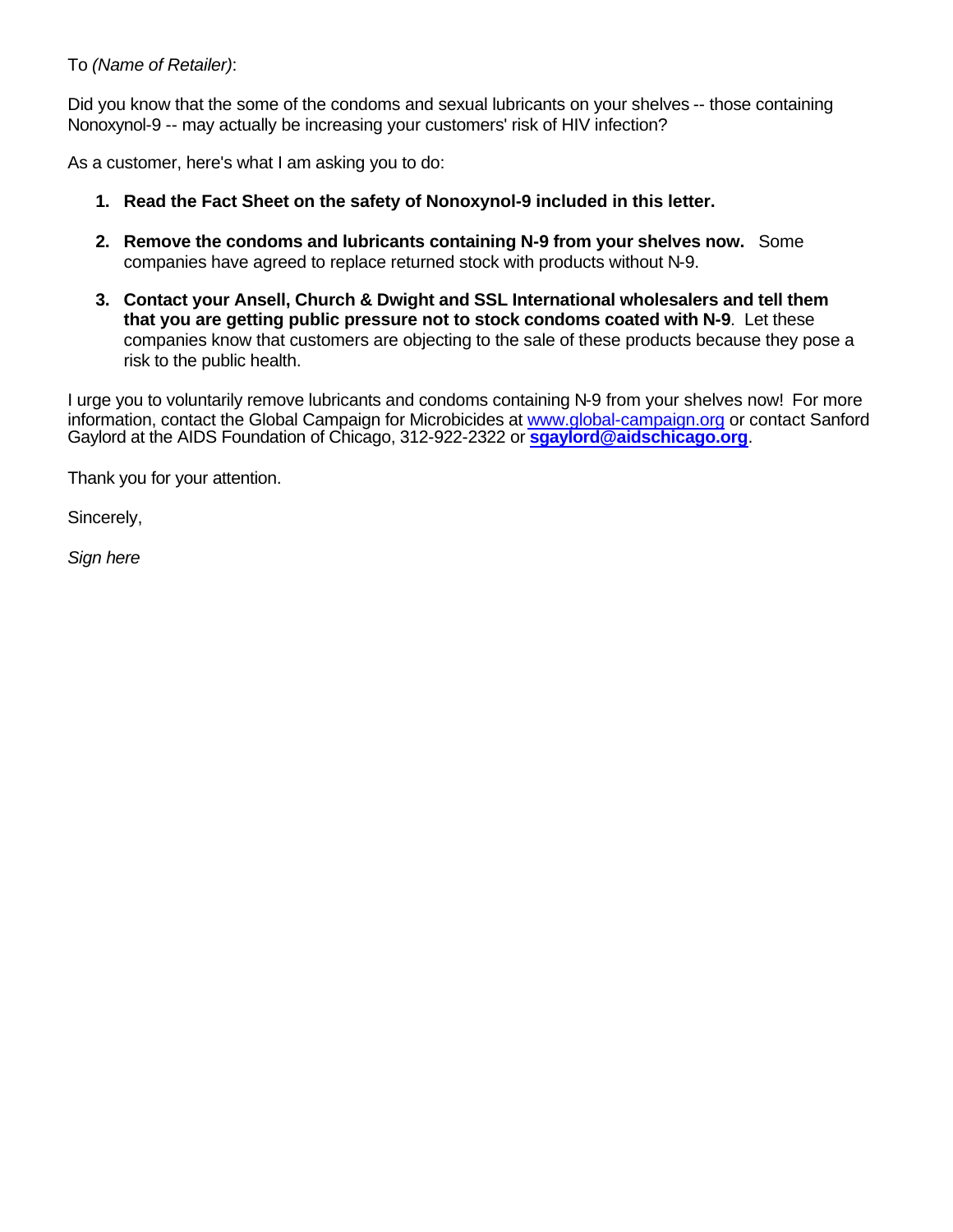To *(Name of Retailer)*:

Did you know that the some of the condoms and sexual lubricants on your shelves -- those containing Nonoxynol-9 -- may actually be increasing your customers' risk of HIV infection?

As a customer, here's what I am asking you to do:

1. **Read the Fact Sheet on the safety of Nonoxynol-9 included in this letter.**
2. **Remove the condoms and lubricants containing N-9 from your shelves now.** Some companies have agreed to replace returned stock with products without N-9.
3. **Contact your Ansell, Church & Dwight and SSL International wholesalers and tell them that you are getting public pressure not to stock condoms coated with N-9**. Let these companies know that customers are objecting to the sale of these products because they pose a risk to the public health.

I urge you to voluntarily remove lubricants and condoms containing N-9 from your shelves now! For more information, contact the Global Campaign for Microbicides at www.global-campaign.org or contact Sanford Gaylord at the AIDS Foundation of Chicago, 312-922-2322 or **sgaylord@aidschicago.org**.

Thank you for your attention.

Sincerely,

*Sign here*